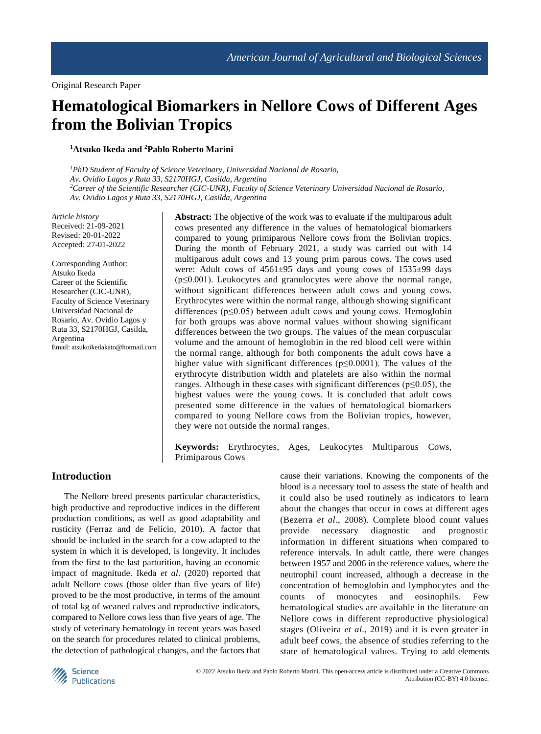Original Research Paper

# Hematological Biomarkers in Nellore Cows of Different Ages from the Bolivian Tropics

**[1]Atsuko Ikeda and [2]Pablo Roberto Marini**

*[1]PhD Student of Faculty of Science Veterinary, Universidad Nacional de Rosario, Av. Ovidio Lagos y Ruta 33, S2170HGJ, Casilda, Argentina*
*[2]Career of the Scientific Researcher (CIC-UNR), Faculty of Science Veterinary Universidad Nacional de Rosario, Av. Ovidio Lagos y Ruta 33, S2170HGJ, Casilda, Argentina*

*Article history*
Received: 21-09-2021
Revised: 20-01-2022
Accepted: 27-01-2022

Corresponding Author:
Atsuko Ikeda
Career of the Scientific Researcher (CIC-UNR), Faculty of Science Veterinary Universidad Nacional de Rosario, Av. Ovidio Lagos y Ruta 33, S2170HGJ, Casilda, Argentina
Email: atsukoikedakato@hotmail.com

**Abstract:** The objective of the work was to evaluate if the multiparous adult cows presented any difference in the values of hematological biomarkers compared to young primiparous Nellore cows from the Bolivian tropics. During the month of February 2021, a study was carried out with 14 multiparous adult cows and 13 young prim parous cows. The cows used were: Adult cows of 4561±95 days and young cows of 1535±99 days ($p \leq 0.001$). Leukocytes and granulocytes were above the normal range, without significant differences between adult cows and young cows. Erythrocytes were within the normal range, although showing significant differences ($p \leq 0.05$) between adult cows and young cows. Hemoglobin for both groups was above normal values without showing significant differences between the two groups. The values of the mean corpuscular volume and the amount of hemoglobin in the red blood cell were within the normal range, although for both components the adult cows have a higher value with significant differences ($p \leq 0.0001$). The values of the erythrocyte distribution width and platelets are also within the normal ranges. Although in these cases with significant differences ($p \leq 0.05$), the highest values were the young cows. It is concluded that adult cows presented some difference in the values of hematological biomarkers compared to young Nellore cows from the Bolivian tropics, however, they were not outside the normal ranges.

**Keywords:** Erythrocytes, Ages, Leukocytes Multiparous Cows, Primiparous Cows

## Introduction

The Nellore breed presents particular characteristics, high productive and reproductive indices in the different production conditions, as well as good adaptability and rusticity (Ferraz and de Felício, 2010). A factor that should be included in the search for a cow adapted to the system in which it is developed, is longevity. It includes from the first to the last parturition, having an economic impact of magnitude. Ikeda *et al*. (2020) reported that adult Nellore cows (those older than five years of life) proved to be the most productive, in terms of the amount of total kg of weaned calves and reproductive indicators, compared to Nellore cows less than five years of age. The study of veterinary hematology in recent years was based on the search for procedures related to clinical problems, the detection of pathological changes, and the factors that cause their variations. Knowing the components of the blood is a necessary tool to assess the state of health and it could also be used routinely as indicators to learn about the changes that occur in cows at different ages (Bezerra *et al*., 2008). Complete blood count values provide necessary diagnostic and prognostic information in different situations when compared to reference intervals. In adult cattle, there were changes between 1957 and 2006 in the reference values, where the neutrophil count increased, although a decrease in the concentration of hemoglobin and lymphocytes and the counts of monocytes and eosinophils. Few hematological studies are available in the literature on Nellore cows in different reproductive physiological stages (Oliveira *et al*., 2019) and it is even greater in adult beef cows, the absence of studies referring to the state of hematological values. Trying to add elements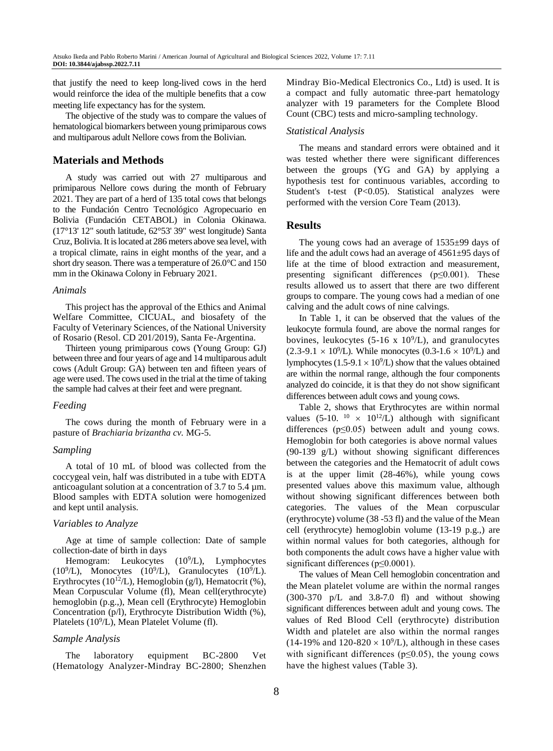that justify the need to keep long-lived cows in the herd would reinforce the idea of the multiple benefits that a cow meeting life expectancy has for the system.

The objective of the study was to compare the values of hematological biomarkers between young primiparous cows and multiparous adult Nellore cows from the Bolivian.

## Materials and Methods

A study was carried out with 27 multiparous and primiparous Nellore cows during the month of February 2021. They are part of a herd of 135 total cows that belongs to the Fundación Centro Tecnológico Agropecuario en Bolivia (Fundación CETABOL) in Colonia Okinawa. (17°13' 12" south latitude, 62°53' 39" west longitude) Santa Cruz, Bolivia. It is located at 286 meters above sea level, with a tropical climate, rains in eight months of the year, and a short dry season. There was a temperature of 26.0°C and 150 mm in the Okinawa Colony in February 2021.

### *Animals*

This project has the approval of the Ethics and Animal Welfare Committee, CICUAL, and biosafety of the Faculty of Veterinary Sciences, of the National University of Rosario (Resol. CD 201/2019), Santa Fe-Argentina.

Thirteen young primiparous cows (Young Group: GJ) between three and four years of age and 14 multiparous adult cows (Adult Group: GA) between ten and fifteen years of age were used. The cows used in the trial at the time of taking the sample had calves at their feet and were pregnant.

### *Feeding*

The cows during the month of February were in a pasture of *Brachiaria brizantha cv.* MG-5.

### *Sampling*

A total of 10 mL of blood was collected from the coccygeal vein, half was distributed in a tube with EDTA anticoagulant solution at a concentration of 3.7 to 5.4 µm. Blood samples with EDTA solution were homogenized and kept until analysis.

### *Variables to Analyze*

Age at time of sample collection: Date of sample collection-date of birth in days

Hemogram: Leukocytes ($10^9$/L), Lymphocytes ($10^9$/L), Monocytes ($10^9$/L), Granulocytes ($10^9$/L). Erythrocytes ($10^{12}$/L), Hemoglobin (g/l), Hematocrit (%), Mean Corpuscular Volume (fl), Mean cell(erythrocyte) hemoglobin (p.g.,), Mean cell (Erythrocyte) Hemoglobin Concentration (p/l), Erythrocyte Distribution Width (%), Platelets ($10^9$/L), Mean Platelet Volume (fl).

### *Sample Analysis*

The laboratory equipment BC-2800 Vet (Hematology Analyzer-Mindray BC-2800; Shenzhen Mindray Bio-Medical Electronics Co., Ltd) is used. It is a compact and fully automatic three-part hematology analyzer with 19 parameters for the Complete Blood Count (CBC) tests and micro-sampling technology.

### *Statistical Analysis*

The means and standard errors were obtained and it was tested whether there were significant differences between the groups (YG and GA) by applying a hypothesis test for continuous variables, according to Student's t-test ($P<0.05$). Statistical analyzes were performed with the version Core Team (2013).

## Results

The young cows had an average of 1535±99 days of life and the adult cows had an average of 4561±95 days of life at the time of blood extraction and measurement, presenting significant differences ($p \leq 0.001$). These results allowed us to assert that there are two different groups to compare. The young cows had a median of one calving and the adult cows of nine calvings.

In Table 1, it can be observed that the values of the leukocyte formula found, are above the normal ranges for bovines, leukocytes (5-16 x $10^9$/L), and granulocytes (2.3-9.1 $\times$ $10^9$/L). While monocytes (0.3-1.6 $\times$ $10^9$/L) and lymphocytes (1.5-9.1 $\times$ $10^9$/L) show that the values obtained are within the normal range, although the four components analyzed do coincide, it is that they do not show significant differences between adult cows and young cows.

Table 2, shows that Erythrocytes are within normal values (5-10. $^{10}$ $\times$ $10^{12}$/L) although with significant differences ($p \leq 0.05$) between adult and young cows. Hemoglobin for both categories is above normal values (90-139 g/L) without showing significant differences between the categories and the Hematocrit of adult cows is at the upper limit (28-46%), while young cows presented values above this maximum value, although without showing significant differences between both categories. The values of the Mean corpuscular (erythrocyte) volume (38 -53 fl) and the value of the Mean cell (erythrocyte) hemoglobin volume (13-19 p.g.,) are within normal values for both categories, although for both components the adult cows have a higher value with significant differences ($p \leq 0.0001$).

The values of Mean Cell hemoglobin concentration and the Mean platelet volume are within the normal ranges (300-370 p/L and 3.8-7.0 fl) and without showing significant differences between adult and young cows. The values of Red Blood Cell (erythrocyte) distribution Width and platelet are also within the normal ranges (14-19% and 120-820 $\times$ $10^9$/L), although in these cases with significant differences ($p \leq 0.05$), the young cows have the highest values (Table 3).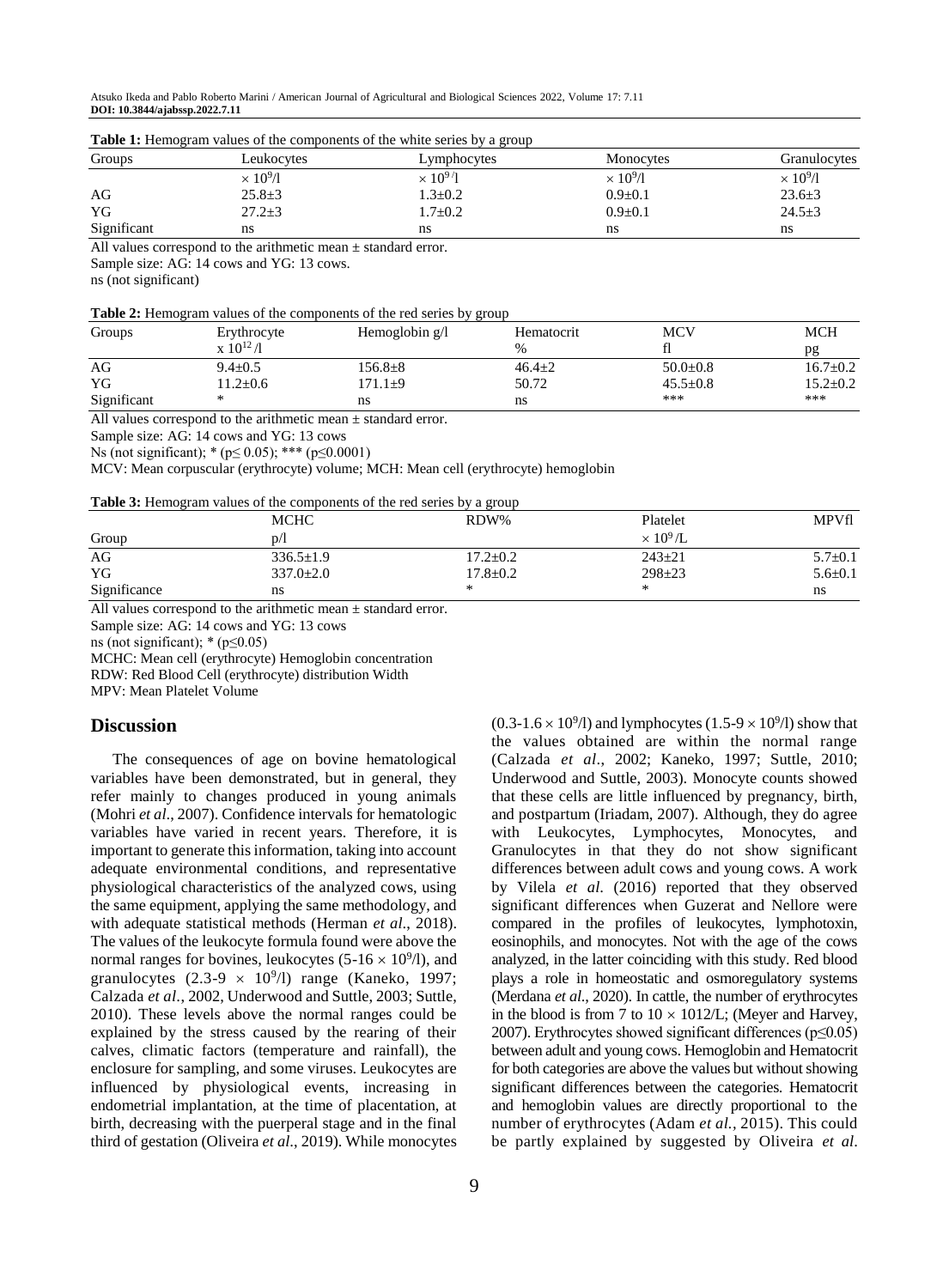**Table 1:** Hemogram values of the components of the white series by a group

| Groups | Leukocytes | Lymphocytes | Monocytes | Granulocytes |
|---|---|---|---|---|
| | $\times 10^9$/l | $\times 10^9$/l | $\times 10^9$/l | $\times 10^9$/l |
| AG | 25.8±3 | 1.3±0.2 | 0.9±0.1 | 23.6±3 |
| YG | 27.2±3 | 1.7±0.2 | 0.9±0.1 | 24.5±3 |
| Significant | ns | ns | ns | ns |

All values correspond to the arithmetic mean ± standard error.
Sample size: AG: 14 cows and YG: 13 cows.
ns (not significant)

**Table 2:** Hemogram values of the components of the red series by group

| Groups | Erythrocyte x $10^{12}$/l | Hemoglobin g/l | Hematocrit % | MCV fl | MCH pg |
|---|---|---|---|---|---|
| AG | 9.4±0.5 | 156.8±8 | 46.4±2 | 50.0±0.8 | 16.7±0.2 |
| YG | 11.2±0.6 | 171.1±9 | 50.72 | 45.5±0.8 | 15.2±0.2 |
| Significant | * | ns | ns | *** | *** |

All values correspond to the arithmetic mean ± standard error.
Sample size: AG: 14 cows and YG: 13 cows
Ns (not significant); * ($p \leq 0.05$); *** ($p \leq 0.0001$)
MCV: Mean corpuscular (erythrocyte) volume; MCH: Mean cell (erythrocyte) hemoglobin

**Table 3:** Hemogram values of the components of the red series by a group

| Group | MCHC p/l | RDW% | Platelet $\times 10^9$/L | MPVfl |
|---|---|---|---|---|
| AG | 336.5±1.9 | 17.2±0.2 | 243±21 | 5.7±0.1 |
| YG | 337.0±2.0 | 17.8±0.2 | 298±23 | 5.6±0.1 |
| Significance | ns | * | * | ns |

All values correspond to the arithmetic mean ± standard error.
Sample size: AG: 14 cows and YG: 13 cows
ns (not significant); * ($p \leq 0.05$)
MCHC: Mean cell (erythrocyte) Hemoglobin concentration
RDW: Red Blood Cell (erythrocyte) distribution Width
MPV: Mean Platelet Volume

## Discussion

The consequences of age on bovine hematological variables have been demonstrated, but in general, they refer mainly to changes produced in young animals (Mohri *et al*., 2007). Confidence intervals for hematologic variables have varied in recent years. Therefore, it is important to generate this information, taking into account adequate environmental conditions, and representative physiological characteristics of the analyzed cows, using the same equipment, applying the same methodology, and with adequate statistical methods (Herman *et al*., 2018). The values of the leukocyte formula found were above the normal ranges for bovines, leukocytes ($5\text{-}16 \times 10^9$/l), and granulocytes ($2.3\text{-}9 \times 10^9$/l) range (Kaneko, 1997; Calzada *et al*., 2002, Underwood and Suttle, 2003; Suttle, 2010). These levels above the normal ranges could be explained by the stress caused by the rearing of their calves, climatic factors (temperature and rainfall), the enclosure for sampling, and some viruses. Leukocytes are influenced by physiological events, increasing in endometrial implantation, at the time of placentation, at birth, decreasing with the puerperal stage and in the final third of gestation (Oliveira *et al*., 2019). While monocytes ($0.3\text{-}1.6 \times 10^9$/l) and lymphocytes ($1.5\text{-}9 \times 10^9$/l) show that the values obtained are within the normal range (Calzada *et al*., 2002; Kaneko, 1997; Suttle, 2010; Underwood and Suttle, 2003). Monocyte counts showed that these cells are little influenced by pregnancy, birth, and postpartum (Iriadam, 2007). Although, they do agree with Leukocytes, Lymphocytes, Monocytes, and Granulocytes in that they do not show significant differences between adult cows and young cows. A work by Vilela *et al*. (2016) reported that they observed significant differences when Guzerat and Nellore were compared in the profiles of leukocytes, lymphotoxin, eosinophils, and monocytes. Not with the age of the cows analyzed, in the latter coinciding with this study. Red blood plays a role in homeostatic and osmoregulatory systems (Merdana *et al*., 2020). In cattle, the number of erythrocytes in the blood is from 7 to $10 \times 1012$/L; (Meyer and Harvey, 2007). Erythrocytes showed significant differences ($p \leq 0.05$) between adult and young cows. Hemoglobin and Hematocrit for both categories are above the values but without showing significant differences between the categories. Hematocrit and hemoglobin values are directly proportional to the number of erythrocytes (Adam *et al*., 2015). This could be partly explained by suggested by Oliveira *et al*.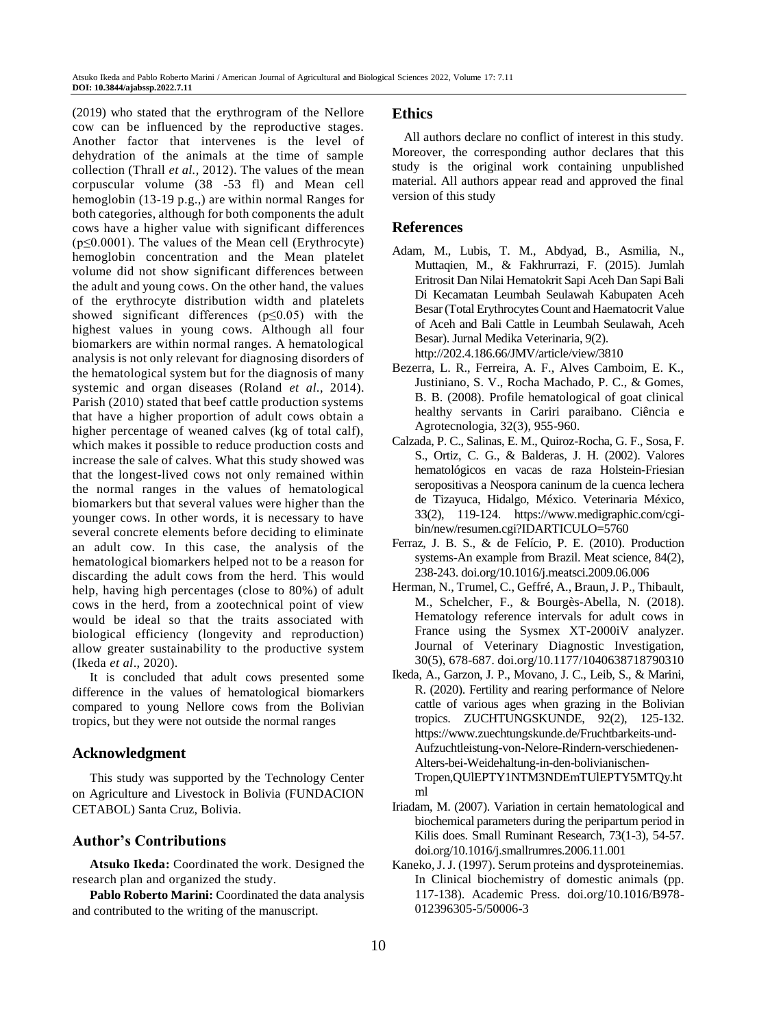(2019) who stated that the erythrogram of the Nellore cow can be influenced by the reproductive stages. Another factor that intervenes is the level of dehydration of the animals at the time of sample collection (Thrall *et al.,* 2012). The values of the mean corpuscular volume (38 -53 fl) and Mean cell hemoglobin (13-19 p.g.,) are within normal Ranges for both categories, although for both components the adult cows have a higher value with significant differences ($p \leq 0.0001$). The values of the Mean cell (Erythrocyte) hemoglobin concentration and the Mean platelet volume did not show significant differences between the adult and young cows. On the other hand, the values of the erythrocyte distribution width and platelets showed significant differences ($p \leq 0.05$) with the highest values in young cows. Although all four biomarkers are within normal ranges. A hematological analysis is not only relevant for diagnosing disorders of the hematological system but for the diagnosis of many systemic and organ diseases (Roland *et al*., 2014). Parish (2010) stated that beef cattle production systems that have a higher proportion of adult cows obtain a higher percentage of weaned calves (kg of total calf), which makes it possible to reduce production costs and increase the sale of calves. What this study showed was that the longest-lived cows not only remained within the normal ranges in the values of hematological biomarkers but that several values were higher than the younger cows. In other words, it is necessary to have several concrete elements before deciding to eliminate an adult cow. In this case, the analysis of the hematological biomarkers helped not to be a reason for discarding the adult cows from the herd. This would help, having high percentages (close to 80%) of adult cows in the herd, from a zootechnical point of view would be ideal so that the traits associated with biological efficiency (longevity and reproduction) allow greater sustainability to the productive system (Ikeda *et al*., 2020).

It is concluded that adult cows presented some difference in the values of hematological biomarkers compared to young Nellore cows from the Bolivian tropics, but they were not outside the normal ranges

## Acknowledgment

This study was supported by the Technology Center on Agriculture and Livestock in Bolivia (FUNDACION CETABOL) Santa Cruz, Bolivia.

## Author's Contributions

**Atsuko Ikeda:** Coordinated the work. Designed the research plan and organized the study.

**Pablo Roberto Marini:** Coordinated the data analysis and contributed to the writing of the manuscript.

## Ethics

All authors declare no conflict of interest in this study. Moreover, the corresponding author declares that this study is the original work containing unpublished material. All authors appear read and approved the final version of this study

## References

Adam, M., Lubis, T. M., Abdyad, B., Asmilia, N., Muttaqien, M., & Fakhrurrazi, F. (2015). Jumlah Eritrosit Dan Nilai Hematokrit Sapi Aceh Dan Sapi Bali Di Kecamatan Leumbah Seulawah Kabupaten Aceh Besar (Total Erythrocytes Count and Haematocrit Value of Aceh and Bali Cattle in Leumbah Seulawah, Aceh Besar). Jurnal Medika Veterinaria, 9(2). http://202.4.186.66/JMV/article/view/3810

Bezerra, L. R., Ferreira, A. F., Alves Camboim, E. K., Justiniano, S. V., Rocha Machado, P. C., & Gomes, B. B. (2008). Profile hematological of goat clinical healthy servants in Cariri paraibano. Ciência e Agrotecnologia, 32(3), 955-960.

Calzada, P. C., Salinas, E. M., Quiroz-Rocha, G. F., Sosa, F. S., Ortiz, C. G., & Balderas, J. H. (2002). Valores hematológicos en vacas de raza Holstein-Friesian seropositivas a Neospora caninum de la cuenca lechera de Tizayuca, Hidalgo, México. Veterinaria México, 33(2), 119-124. https://www.medigraphic.com/cgi-bin/new/resumen.cgi?IDARTICULO=5760

Ferraz, J. B. S., & de Felício, P. E. (2010). Production systems-An example from Brazil. Meat science, 84(2), 238-243. doi.org/10.1016/j.meatsci.2009.06.006

Herman, N., Trumel, C., Geffré, A., Braun, J. P., Thibault, M., Schelcher, F., & Bourgès-Abella, N. (2018). Hematology reference intervals for adult cows in France using the Sysmex XT-2000iV analyzer. Journal of Veterinary Diagnostic Investigation, 30(5), 678-687. doi.org/10.1177/1040638718790310

Ikeda, A., Garzon, J. P., Movano, J. C., Leib, S., & Marini, R. (2020). Fertility and rearing performance of Nelore cattle of various ages when grazing in the Bolivian tropics. ZUCHTUNGSKUNDE, 92(2), 125-132. https://www.zuechtungskunde.de/Fruchtbarkeits-und-Aufzuchtleistung-von-Nelore-Rindern-verschiedenen-Alters-bei-Weidehaltung-in-den-bolivianischen-Tropen,QUlEPTY1NTM3NDEmTUlEPTY5MTQy.html

Iriadam, M. (2007). Variation in certain hematological and biochemical parameters during the peripartum period in Kilis does. Small Ruminant Research, 73(1-3), 54-57. doi.org/10.1016/j.smallrumres.2006.11.001

Kaneko, J. J. (1997). Serum proteins and dysproteinemias. In Clinical biochemistry of domestic animals (pp. 117-138). Academic Press. doi.org/10.1016/B978-012396305-5/50006-3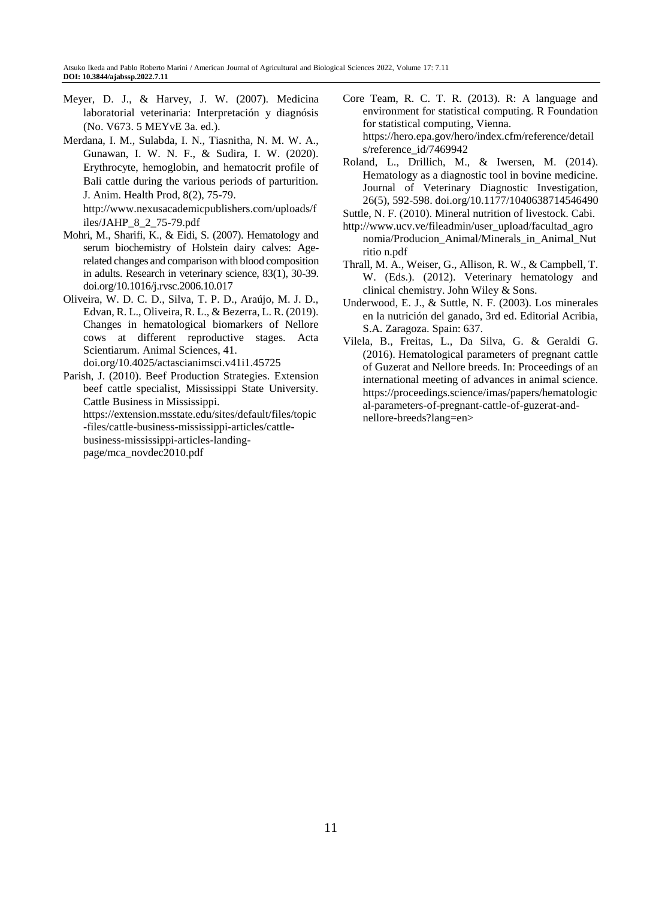Meyer, D. J., & Harvey, J. W. (2007). Medicina laboratorial veterinaria: Interpretación y diagnósis (No. V673. 5 MEYvE 3a. ed.).

Merdana, I. M., Sulabda, I. N., Tiasnitha, N. M. W. A., Gunawan, I. W. N. F., & Sudira, I. W. (2020). Erythrocyte, hemoglobin, and hematocrit profile of Bali cattle during the various periods of parturition. J. Anim. Health Prod, 8(2), 75-79. http://www.nexusacademicpublishers.com/uploads/files/JAHP_8_2_75-79.pdf

Mohri, M., Sharifi, K., & Eidi, S. (2007). Hematology and serum biochemistry of Holstein dairy calves: Age-related changes and comparison with blood composition in adults. Research in veterinary science, 83(1), 30-39. doi.org/10.1016/j.rvsc.2006.10.017

Oliveira, W. D. C. D., Silva, T. P. D., Araújo, M. J. D., Edvan, R. L., Oliveira, R. L., & Bezerra, L. R. (2019). Changes in hematological biomarkers of Nellore cows at different reproductive stages. Acta Scientiarum. Animal Sciences, 41. doi.org/10.4025/actascianimsci.v41i1.45725

Parish, J. (2010). Beef Production Strategies. Extension beef cattle specialist, Mississippi State University. Cattle Business in Mississippi. https://extension.msstate.edu/sites/default/files/topic-files/cattle-business-mississippi-articles/cattle-business-mississippi-articles-landing-page/mca_novdec2010.pdf

Core Team, R. C. T. R. (2013). R: A language and environment for statistical computing. R Foundation for statistical computing, Vienna. https://hero.epa.gov/hero/index.cfm/reference/details/reference_id/7469942

Roland, L., Drillich, M., & Iwersen, M. (2014). Hematology as a diagnostic tool in bovine medicine. Journal of Veterinary Diagnostic Investigation, 26(5), 592-598. doi.org/10.1177/1040638714546490

Suttle, N. F. (2010). Mineral nutrition of livestock. Cabi. http://www.ucv.ve/fileadmin/user_upload/facultad_agronomia/Producion_Animal/Minerals_in_Animal_Nutritio n.pdf

Thrall, M. A., Weiser, G., Allison, R. W., & Campbell, T. W. (Eds.). (2012). Veterinary hematology and clinical chemistry. John Wiley & Sons.

Underwood, E. J., & Suttle, N. F. (2003). Los minerales en la nutrición del ganado, 3rd ed. Editorial Acribia, S.A. Zaragoza. Spain: 637.

Vilela, B., Freitas, L., Da Silva, G. & Geraldi G. (2016). Hematological parameters of pregnant cattle of Guzerat and Nellore breeds. In: Proceedings of an international meeting of advances in animal science. https://proceedings.science/imas/papers/hematological-parameters-of-pregnant-cattle-of-guzerat-and-nellore-breeds?lang=en>